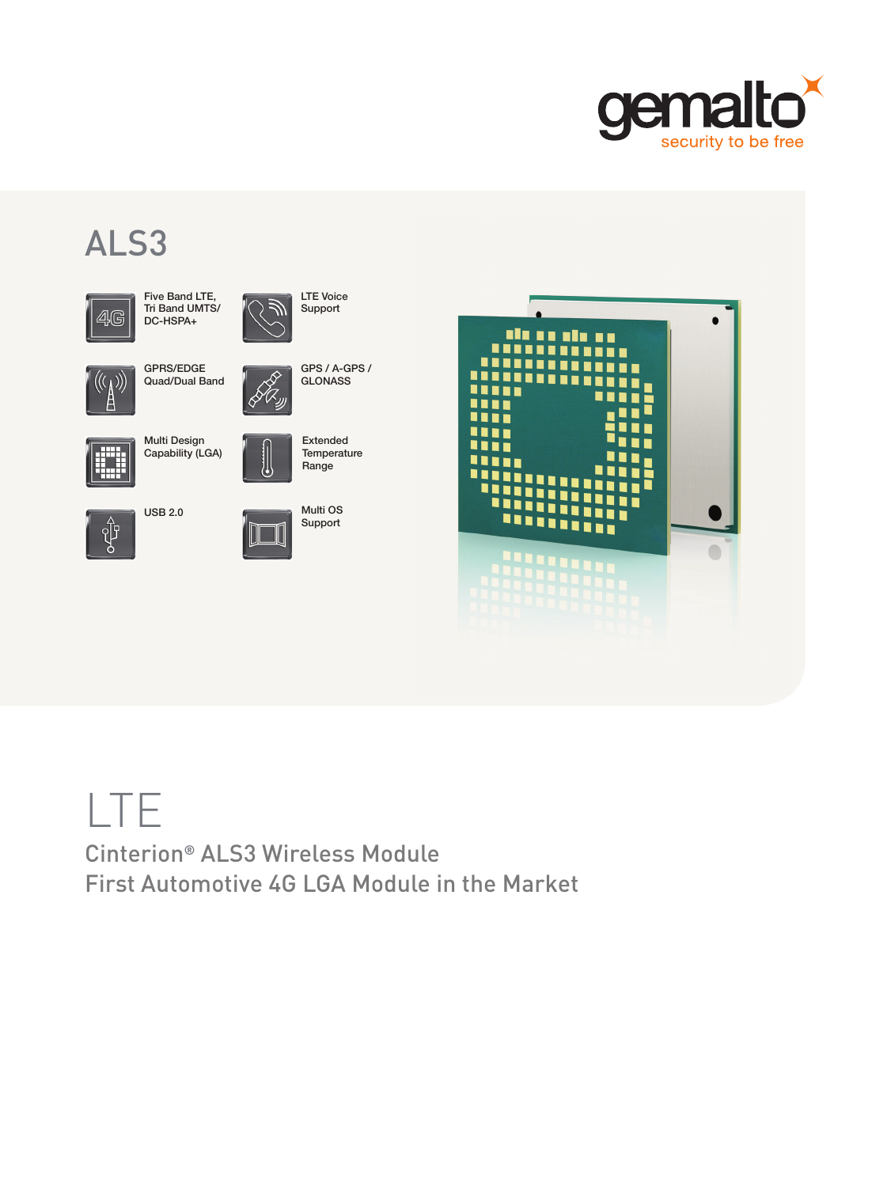gemalto

security to be free

# ALS3

- Five Band LTE, Tri Band UMTS/ DC-HSPA+
- LTE Voice Support
- GPRS/EDGE Quad/Dual Band
- GPS / A-GPS / GLONASS
- Multi Design Capability (LGA)
- Extended Temperature Range
- USB 2.0
- Multi OS Support

# LTE

## Cinterion® ALS3 Wireless Module
## First Automotive 4G LGA Module in the Market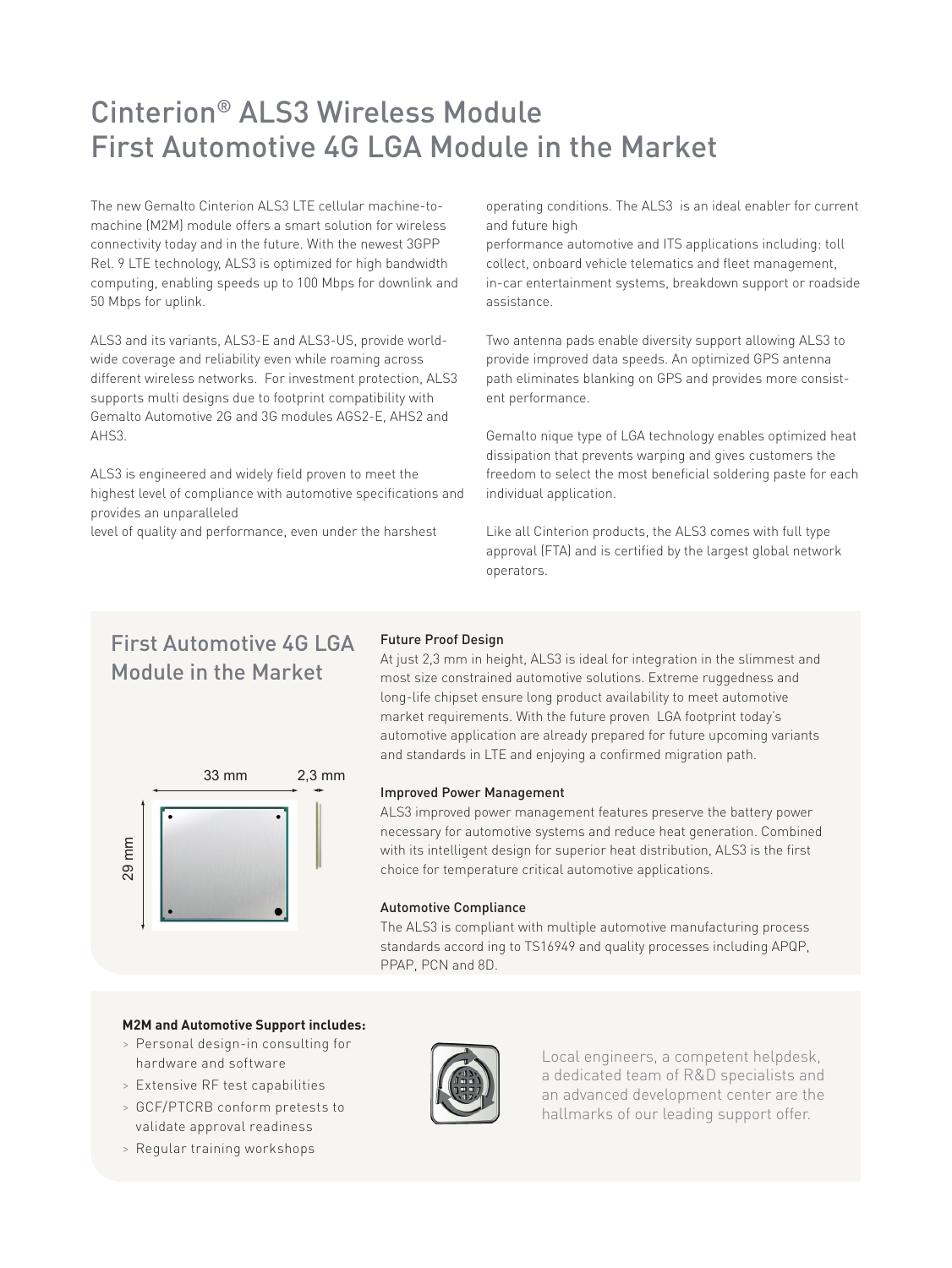# Cinterion® ALS3 Wireless Module First Automotive 4G LGA Module in the Market

The new Gemalto Cinterion ALS3 LTE cellular machine-to-machine (M2M) module offers a smart solution for wireless connectivity today and in the future. With the newest 3GPP Rel. 9 LTE technology, ALS3 is optimized for high bandwidth computing, enabling speeds up to 100 Mbps for downlink and 50 Mbps for uplink.

ALS3 and its variants, ALS3-E and ALS3-US, provide world-wide coverage and reliability even while roaming across different wireless networks. For investment protection, ALS3 supports multi designs due to footprint compatibility with Gemalto Automotive 2G and 3G modules AGS2-E, AHS2 and AHS3.

ALS3 is engineered and widely field proven to meet the highest level of compliance with automotive specifications and provides an unparalleled level of quality and performance, even under the harshest operating conditions. The ALS3 is an ideal enabler for current and future high performance automotive and ITS applications including: toll collect, onboard vehicle telematics and fleet management, in-car entertainment systems, breakdown support or roadside assistance.

Two antenna pads enable diversity support allowing ALS3 to provide improved data speeds. An optimized GPS antenna path eliminates blanking on GPS and provides more consistent performance.

Gemalto nique type of LGA technology enables optimized heat dissipation that prevents warping and gives customers the freedom to select the most beneficial soldering paste for each individual application.

Like all Cinterion products, the ALS3 comes with full type approval (FTA) and is certified by the largest global network operators.

## First Automotive 4G LGA Module in the Market

33 mm   2,3 mm

29 mm

### Future Proof Design

At just 2,3 mm in height, ALS3 is ideal for integration in the slimmest and most size constrained automotive solutions. Extreme ruggedness and long-life chipset ensure long product availability to meet automotive market requirements. With the future proven LGA footprint today's automotive application are already prepared for future upcoming variants and standards in LTE and enjoying a confirmed migration path.

### Improved Power Management

ALS3 improved power management features preserve the battery power necessary for automotive systems and reduce heat generation. Combined with its intelligent design for superior heat distribution, ALS3 is the first choice for temperature critical automotive applications.

### Automotive Compliance

The ALS3 is compliant with multiple automotive manufacturing process standards accord ing to TS16949 and quality processes including APQP, PPAP, PCN and 8D.

**M2M and Automotive Support includes:**

- Personal design-in consulting for hardware and software
- Extensive RF test capabilities
- GCF/PTCRB conform pretests to validate approval readiness
- Regular training workshops

Local engineers, a competent helpdesk, a dedicated team of R&D specialists and an advanced development center are the hallmarks of our leading support offer.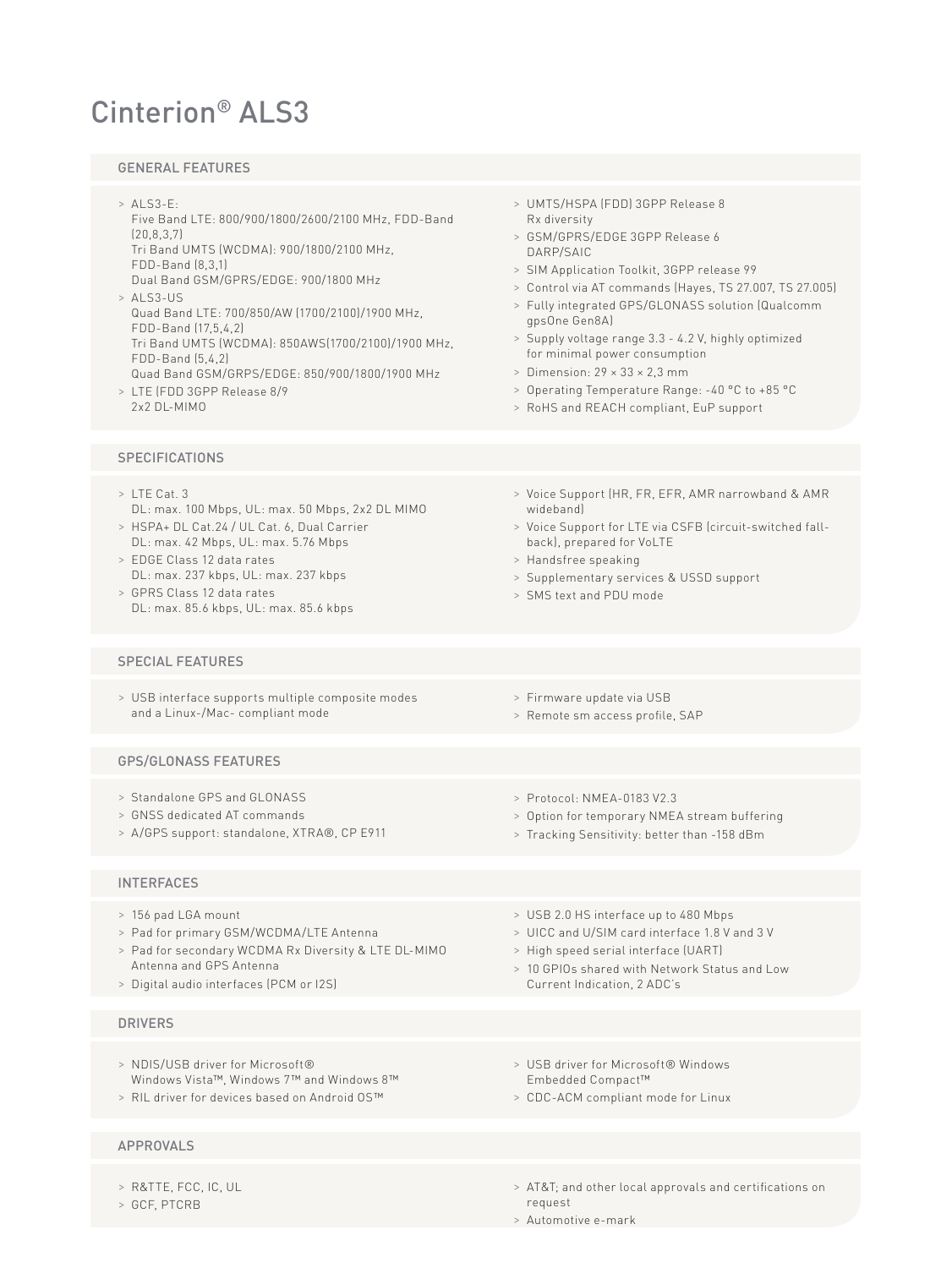# Cinterion® ALS3

## GENERAL FEATURES

- ALS3-E:
  Five Band LTE: 800/900/1800/2600/2100 MHz, FDD-Band (20,8,3,7)
  Tri Band UMTS (WCDMA): 900/1800/2100 MHz, FDD-Band (8,3,1)
  Dual Band GSM/GPRS/EDGE: 900/1800 MHz
- ALS3-US
  Quad Band LTE: 700/850/AW (1700/2100)/1900 MHz, FDD-Band (17,5,4,2)
  Tri Band UMTS (WCDMA): 850AWS(1700/2100)/1900 MHz, FDD-Band (5,4,2)
  Quad Band GSM/GRPS/EDGE: 850/900/1800/1900 MHz
- LTE (FDD 3GPP Release 8/9
  2x2 DL-MIMO
- UMTS/HSPA (FDD) 3GPP Release 8
  Rx diversity
- GSM/GPRS/EDGE 3GPP Release 6
  DARP/SAIC
- SIM Application Toolkit, 3GPP release 99
- Control via AT commands (Hayes, TS 27.007, TS 27.005)
- Fully integrated GPS/GLONASS solution (Qualcomm gpsOne Gen8A)
- Supply voltage range 3.3 - 4.2 V, highly optimized for minimal power consumption
- Dimension: 29 × 33 × 2,3 mm
- Operating Temperature Range: -40 °C to +85 °C
- RoHS and REACH compliant, EuP support

## SPECIFICATIONS

- LTE Cat. 3
  DL: max. 100 Mbps, UL: max. 50 Mbps, 2x2 DL MIMO
- HSPA+ DL Cat.24 / UL Cat. 6, Dual Carrier
  DL: max. 42 Mbps, UL: max. 5.76 Mbps
- EDGE Class 12 data rates
  DL: max. 237 kbps, UL: max. 237 kbps
- GPRS Class 12 data rates
  DL: max. 85.6 kbps, UL: max. 85.6 kbps
- Voice Support (HR, FR, EFR, AMR narrowband & AMR wideband)
- Voice Support for LTE via CSFB (circuit-switched fall-back), prepared for VoLTE
- Handsfree speaking
- Supplementary services & USSD support
- SMS text and PDU mode

## SPECIAL FEATURES

- USB interface supports multiple composite modes and a Linux-/Mac- compliant mode
- Firmware update via USB
- Remote sm access profile, SAP

## GPS/GLONASS FEATURES

- Standalone GPS and GLONASS
- GNSS dedicated AT commands
- A/GPS support: standalone, XTRA®, CP E911
- Protocol: NMEA-0183 V2.3
- Option for temporary NMEA stream buffering
- Tracking Sensitivity: better than -158 dBm

## INTERFACES

- 156 pad LGA mount
- Pad for primary GSM/WCDMA/LTE Antenna
- Pad for secondary WCDMA Rx Diversity & LTE DL-MIMO Antenna and GPS Antenna
- Digital audio interfaces (PCM or I2S)
- USB 2.0 HS interface up to 480 Mbps
- UICC and U/SIM card interface 1.8 V and 3 V
- High speed serial interface (UART)
- 10 GPIOs shared with Network Status and Low Current Indication, 2 ADC's

## DRIVERS

- NDIS/USB driver for Microsoft® Windows Vista™, Windows 7™ and Windows 8™
- RIL driver for devices based on Android OS™
- USB driver for Microsoft® Windows Embedded Compact™
- CDC-ACM compliant mode for Linux

## APPROVALS

- R&TTE, FCC, IC, UL
- GCF, PTCRB
- AT&T; and other local approvals and certifications on request
- Automotive e-mark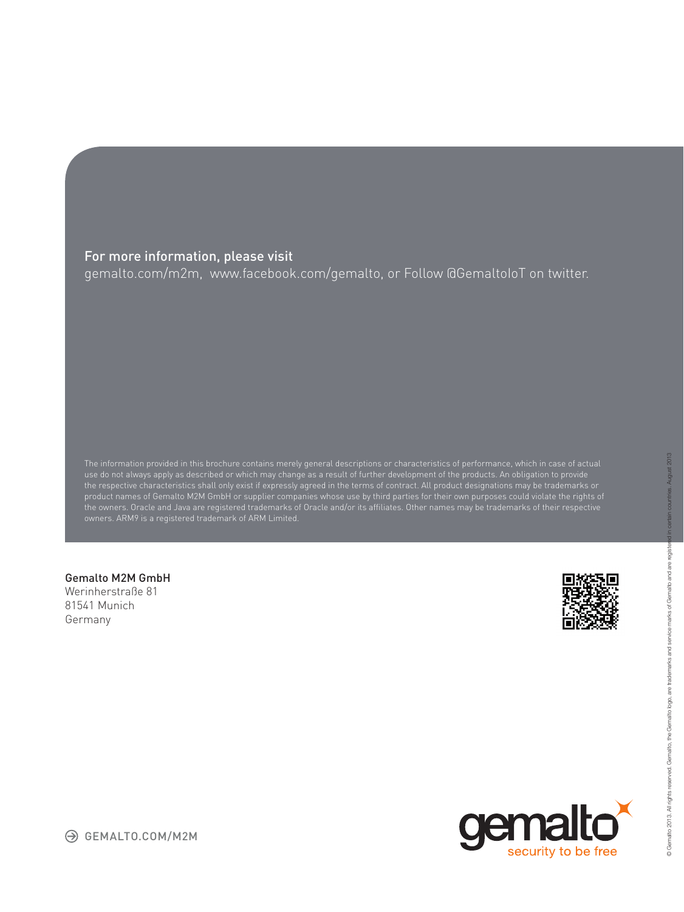## For more information, please visit

gemalto.com/m2m, www.facebook.com/gemalto, or Follow @GemaltoIoT on twitter.

The information provided in this brochure contains merely general descriptions or characteristics of performance, which in case of actual use do not always apply as described or which may change as a result of further development of the products. An obligation to provide the respective characteristics shall only exist if expressly agreed in the terms of contract. All product designations may be trademarks or product names of Gemalto M2M GmbH or supplier companies whose use by third parties for their own purposes could violate the rights of the owners. Oracle and Java are registered trademarks of Oracle and/or its affiliates. Other names may be trademarks of their respective owners. ARM9 is a registered trademark of ARM Limited.

**Gemalto M2M GmbH**
Werinherstraße 81
81541 Munich
Germany

GEMALTO.COM/M2M

gemalto
security to be free

© Gemalto 2013. All rights reserved. Gemalto, the Gemalto logo, are trademarks and service marks of Gemalto and are registered in certain countries. August 2013